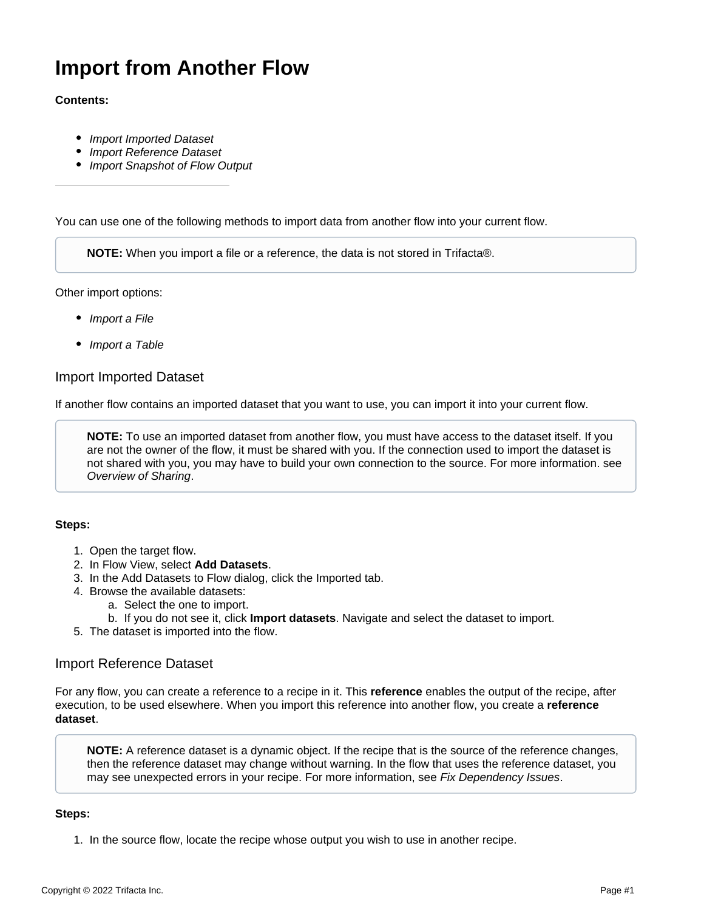# Import from Another Flow

**Contents:**

- *Import Imported Dataset*
- *Import Reference Dataset*
- *Import Snapshot of Flow Output*

---

You can use one of the following methods to import data from another flow into your current flow.

> **NOTE:** When you import a file or a reference, the data is not stored in Trifacta®.

Other import options:

- *Import a File*
- *Import a Table*

## Import Imported Dataset

If another flow contains an imported dataset that you want to use, you can import it into your current flow.

> **NOTE:** To use an imported dataset from another flow, you must have access to the dataset itself. If you are not the owner of the flow, it must be shared with you. If the connection used to import the dataset is not shared with you, you may have to build your own connection to the source. For more information. see *Overview of Sharing*.

**Steps:**

1. Open the target flow.
2. In Flow View, select **Add Datasets**.
3. In the Add Datasets to Flow dialog, click the Imported tab.
4. Browse the available datasets:
   a. Select the one to import.
   b. If you do not see it, click **Import datasets**. Navigate and select the dataset to import.
5. The dataset is imported into the flow.

## Import Reference Dataset

For any flow, you can create a reference to a recipe in it. This **reference** enables the output of the recipe, after execution, to be used elsewhere. When you import this reference into another flow, you create a **reference dataset**.

> **NOTE:** A reference dataset is a dynamic object. If the recipe that is the source of the reference changes, then the reference dataset may change without warning. In the flow that uses the reference dataset, you may see unexpected errors in your recipe. For more information, see *Fix Dependency Issues*.

**Steps:**

1. In the source flow, locate the recipe whose output you wish to use in another recipe.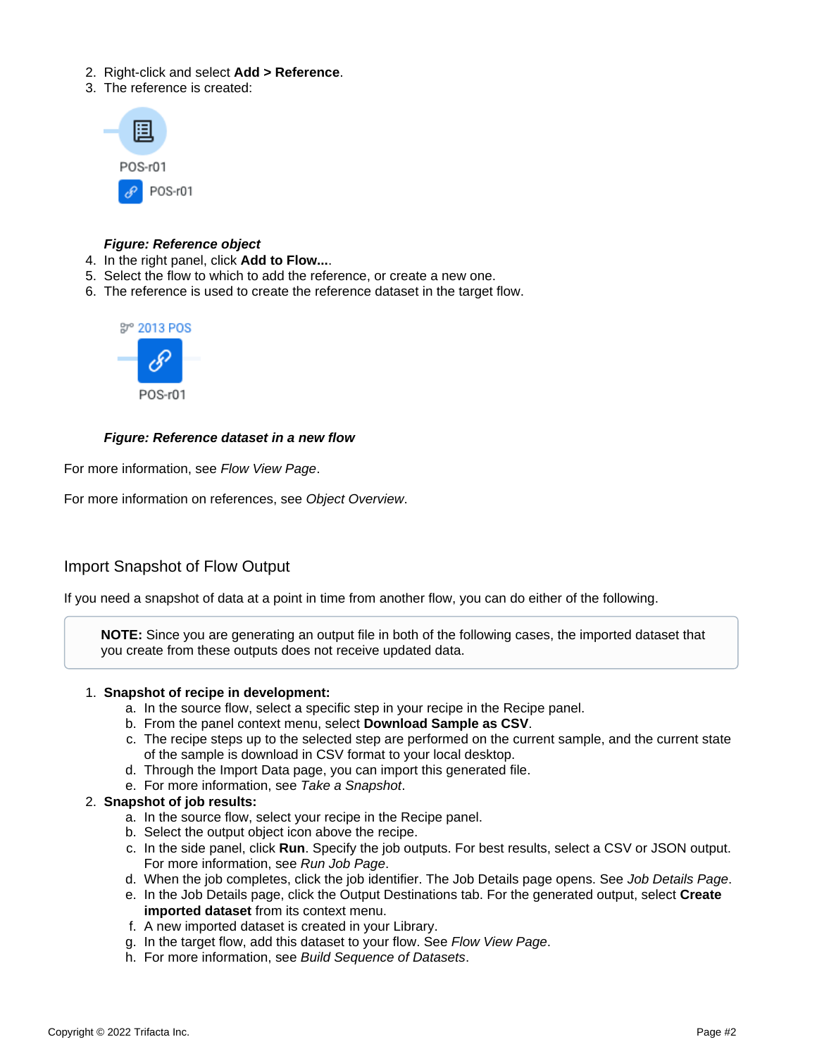2. Right-click and select **Add > Reference**.
3. The reference is created:

POS-r01

POS-r01

***Figure: Reference object***

4. In the right panel, click **Add to Flow...**.
5. Select the flow to which to add the reference, or create a new one.
6. The reference is used to create the reference dataset in the target flow.

2013 POS

POS-r01

***Figure: Reference dataset in a new flow***

For more information, see *Flow View Page*.

For more information on references, see *Object Overview*.

## Import Snapshot of Flow Output

If you need a snapshot of data at a point in time from another flow, you can do either of the following.

> **NOTE:** Since you are generating an output file in both of the following cases, the imported dataset that you create from these outputs does not receive updated data.

1. **Snapshot of recipe in development:**
   a. In the source flow, select a specific step in your recipe in the Recipe panel.
   b. From the panel context menu, select **Download Sample as CSV**.
   c. The recipe steps up to the selected step are performed on the current sample, and the current state of the sample is download in CSV format to your local desktop.
   d. Through the Import Data page, you can import this generated file.
   e. For more information, see *Take a Snapshot*.
2. **Snapshot of job results:**
   a. In the source flow, select your recipe in the Recipe panel.
   b. Select the output object icon above the recipe.
   c. In the side panel, click **Run**. Specify the job outputs. For best results, select a CSV or JSON output. For more information, see *Run Job Page*.
   d. When the job completes, click the job identifier. The Job Details page opens. See *Job Details Page*.
   e. In the Job Details page, click the Output Destinations tab. For the generated output, select **Create imported dataset** from its context menu.
   f. A new imported dataset is created in your Library.
   g. In the target flow, add this dataset to your flow. See *Flow View Page*.
   h. For more information, see *Build Sequence of Datasets*.

Copyright © 2022 Trifacta Inc.